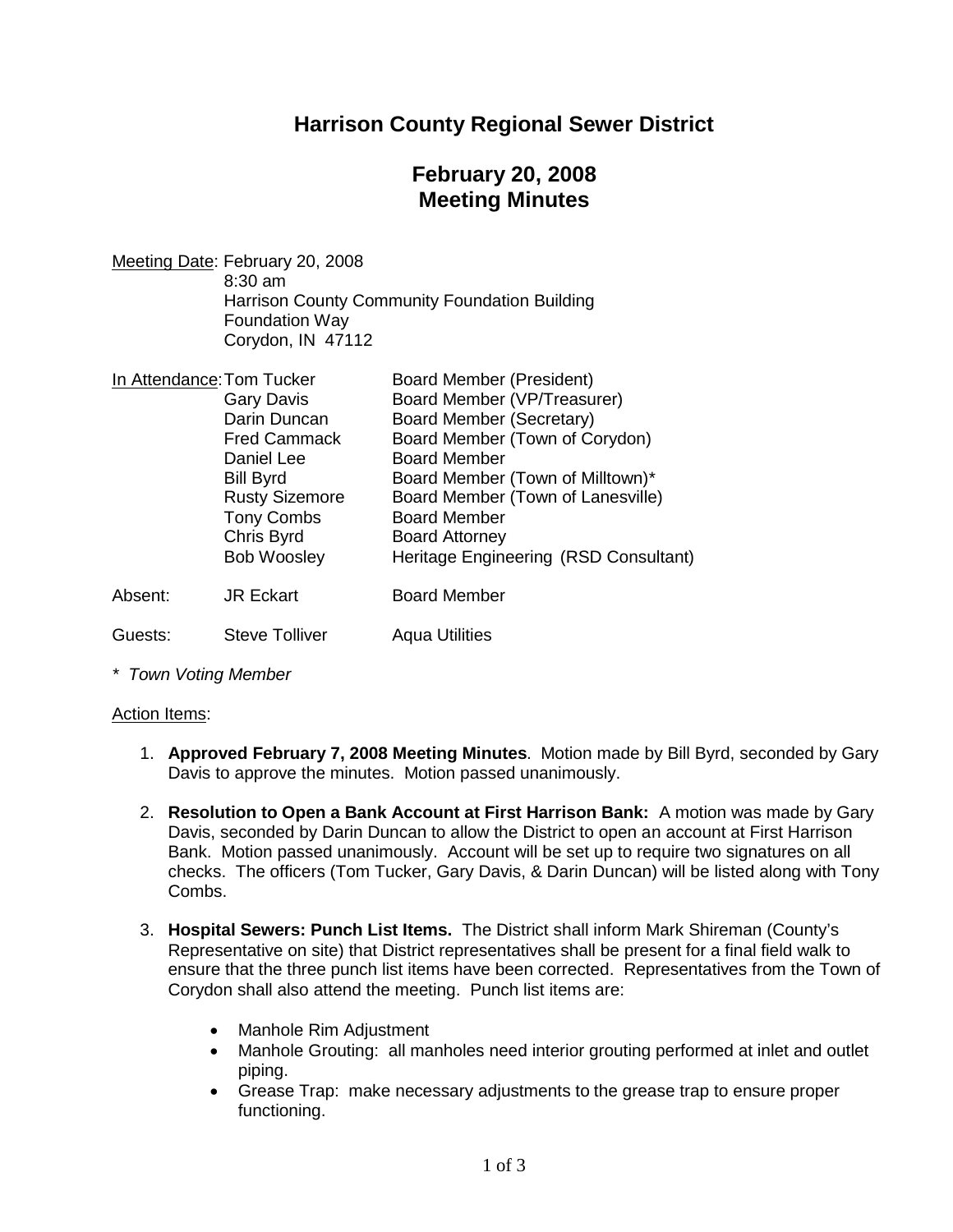# Harrison County Regional Sewer District

## February 20, 2008
## Meeting Minutes

Meeting Date: February 20, 2008
8:30 am
Harrison County Community Foundation Building
Foundation Way
Corydon, IN 47112

In Attendance:

| | |
|---|---|
| Tom Tucker | Board Member (President) |
| Gary Davis | Board Member (VP/Treasurer) |
| Darin Duncan | Board Member (Secretary) |
| Fred Cammack | Board Member (Town of Corydon) |
| Daniel Lee | Board Member |
| Bill Byrd | Board Member (Town of Milltown)* |
| Rusty Sizemore | Board Member (Town of Lanesville) |
| Tony Combs | Board Member |
| Chris Byrd | Board Attorney |
| Bob Woosley | Heritage Engineering (RSD Consultant) |

Absent: JR Eckart — Board Member

Guests: Steve Tolliver — Aqua Utilities

*\* Town Voting Member*

Action Items:

1. **Approved February 7, 2008 Meeting Minutes**. Motion made by Bill Byrd, seconded by Gary Davis to approve the minutes. Motion passed unanimously.

2. **Resolution to Open a Bank Account at First Harrison Bank:** A motion was made by Gary Davis, seconded by Darin Duncan to allow the District to open an account at First Harrison Bank. Motion passed unanimously. Account will be set up to require two signatures on all checks. The officers (Tom Tucker, Gary Davis, & Darin Duncan) will be listed along with Tony Combs.

3. **Hospital Sewers: Punch List Items.** The District shall inform Mark Shireman (County's Representative on site) that District representatives shall be present for a final field walk to ensure that the three punch list items have been corrected. Representatives from the Town of Corydon shall also attend the meeting. Punch list items are:

   - Manhole Rim Adjustment
   - Manhole Grouting: all manholes need interior grouting performed at inlet and outlet piping.
   - Grease Trap: make necessary adjustments to the grease trap to ensure proper functioning.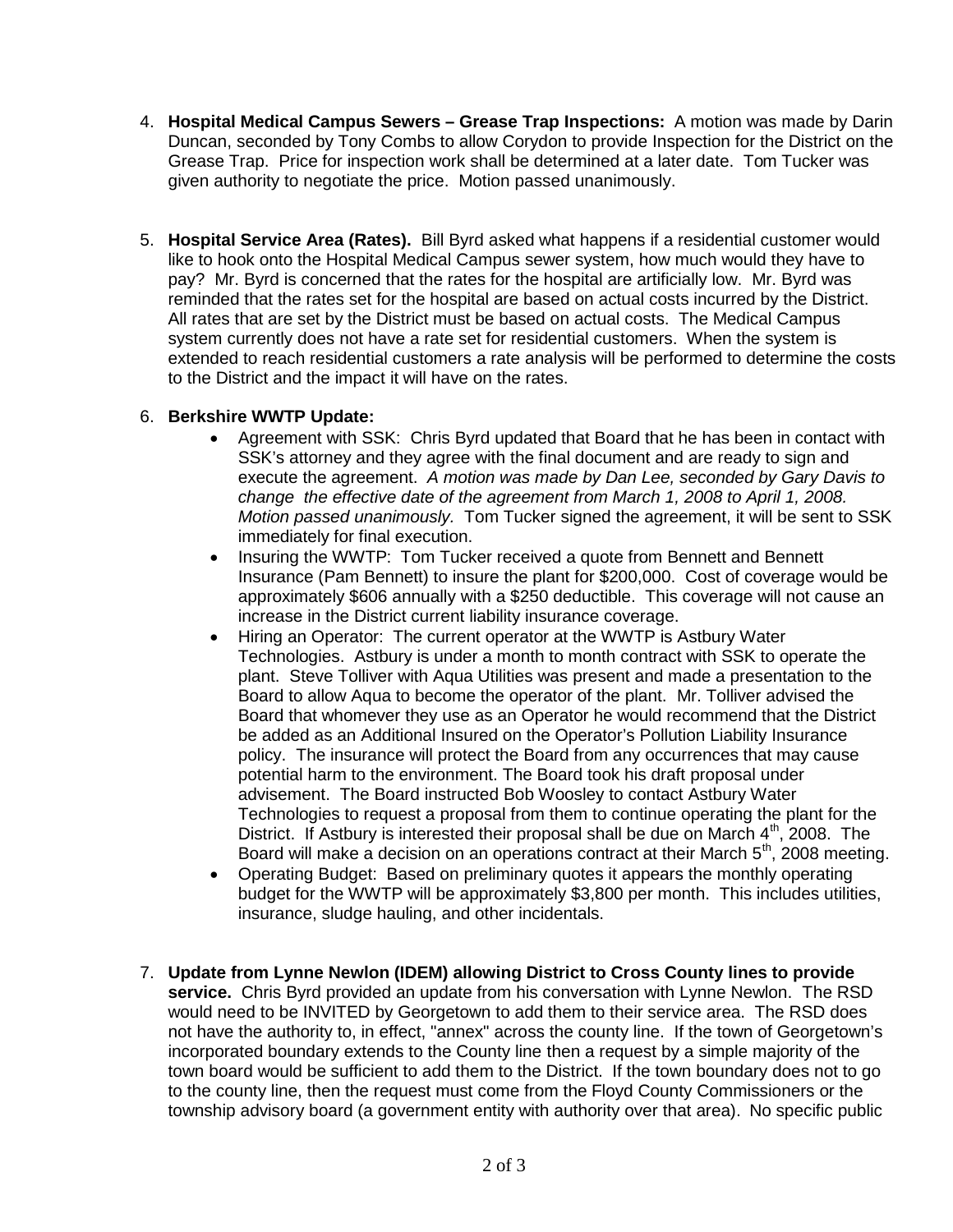4. **Hospital Medical Campus Sewers – Grease Trap Inspections:** A motion was made by Darin Duncan, seconded by Tony Combs to allow Corydon to provide Inspection for the District on the Grease Trap. Price for inspection work shall be determined at a later date. Tom Tucker was given authority to negotiate the price. Motion passed unanimously.

5. **Hospital Service Area (Rates).** Bill Byrd asked what happens if a residential customer would like to hook onto the Hospital Medical Campus sewer system, how much would they have to pay? Mr. Byrd is concerned that the rates for the hospital are artificially low. Mr. Byrd was reminded that the rates set for the hospital are based on actual costs incurred by the District. All rates that are set by the District must be based on actual costs. The Medical Campus system currently does not have a rate set for residential customers. When the system is extended to reach residential customers a rate analysis will be performed to determine the costs to the District and the impact it will have on the rates.

6. **Berkshire WWTP Update:**
   - Agreement with SSK: Chris Byrd updated that Board that he has been in contact with SSK's attorney and they agree with the final document and are ready to sign and execute the agreement. *A motion was made by Dan Lee, seconded by Gary Davis to change the effective date of the agreement from March 1, 2008 to April 1, 2008. Motion passed unanimously.* Tom Tucker signed the agreement, it will be sent to SSK immediately for final execution.
   - Insuring the WWTP: Tom Tucker received a quote from Bennett and Bennett Insurance (Pam Bennett) to insure the plant for $200,000. Cost of coverage would be approximately $606 annually with a $250 deductible. This coverage will not cause an increase in the District current liability insurance coverage.
   - Hiring an Operator: The current operator at the WWTP is Astbury Water Technologies. Astbury is under a month to month contract with SSK to operate the plant. Steve Tolliver with Aqua Utilities was present and made a presentation to the Board to allow Aqua to become the operator of the plant. Mr. Tolliver advised the Board that whomever they use as an Operator he would recommend that the District be added as an Additional Insured on the Operator's Pollution Liability Insurance policy. The insurance will protect the Board from any occurrences that may cause potential harm to the environment. The Board took his draft proposal under advisement. The Board instructed Bob Woosley to contact Astbury Water Technologies to request a proposal from them to continue operating the plant for the District. If Astbury is interested their proposal shall be due on March 4th, 2008. The Board will make a decision on an operations contract at their March 5th, 2008 meeting.
   - Operating Budget: Based on preliminary quotes it appears the monthly operating budget for the WWTP will be approximately $3,800 per month. This includes utilities, insurance, sludge hauling, and other incidentals.

7. **Update from Lynne Newlon (IDEM) allowing District to Cross County lines to provide service.** Chris Byrd provided an update from his conversation with Lynne Newlon. The RSD would need to be INVITED by Georgetown to add them to their service area. The RSD does not have the authority to, in effect, "annex" across the county line. If the town of Georgetown's incorporated boundary extends to the County line then a request by a simple majority of the town board would be sufficient to add them to the District. If the town boundary does not to go to the county line, then the request must come from the Floyd County Commissioners or the township advisory board (a government entity with authority over that area). No specific public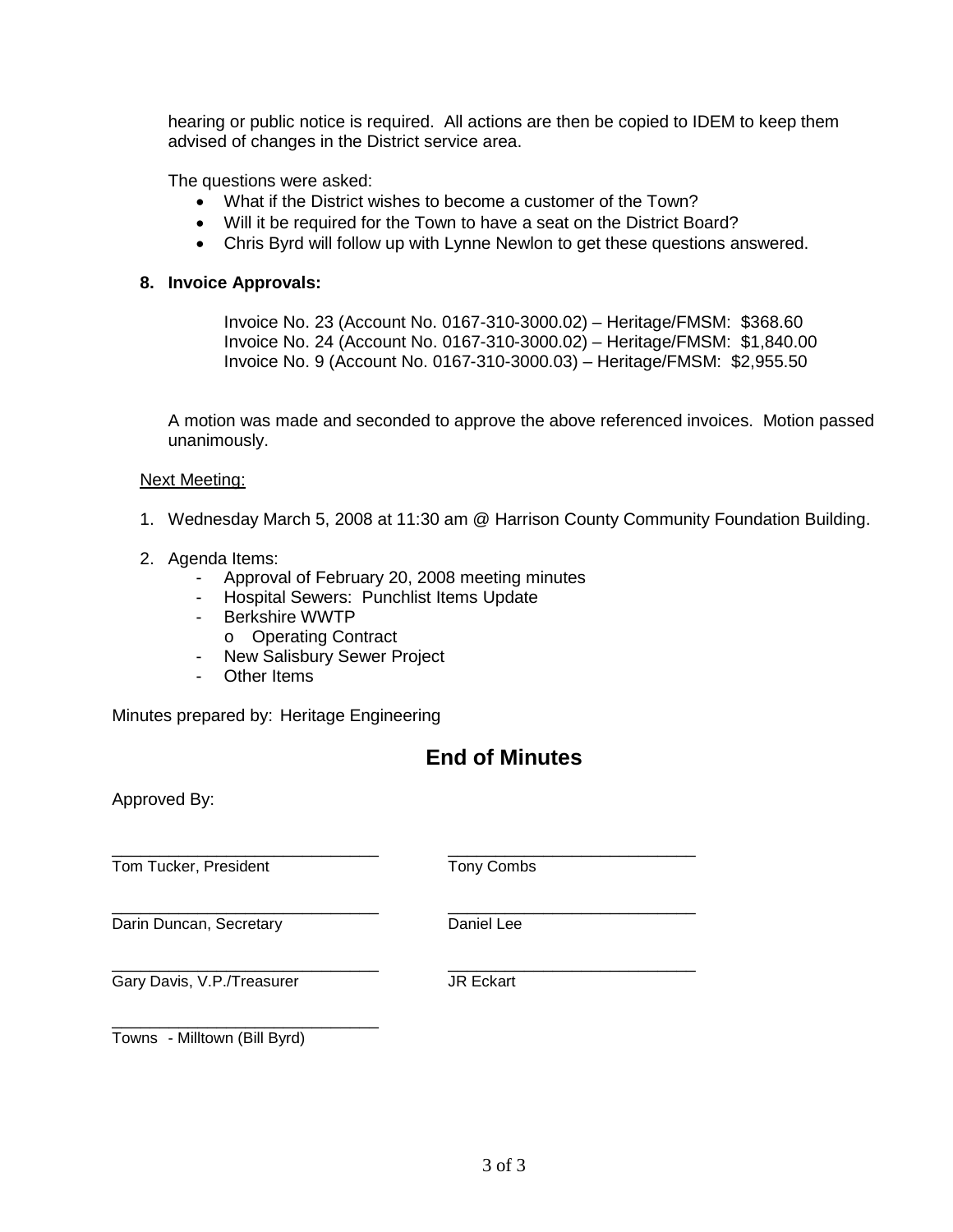hearing or public notice is required. All actions are then be copied to IDEM to keep them advised of changes in the District service area.

The questions were asked:

- What if the District wishes to become a customer of the Town?
- Will it be required for the Town to have a seat on the District Board?
- Chris Byrd will follow up with Lynne Newlon to get these questions answered.

**8. Invoice Approvals:**

Invoice No. 23 (Account No. 0167-310-3000.02) – Heritage/FMSM: $368.60
Invoice No. 24 (Account No. 0167-310-3000.02) – Heritage/FMSM: $1,840.00
Invoice No. 9 (Account No. 0167-310-3000.03) – Heritage/FMSM: $2,955.50

A motion was made and seconded to approve the above referenced invoices. Motion passed unanimously.

Next Meeting:

1. Wednesday March 5, 2008 at 11:30 am @ Harrison County Community Foundation Building.

2. Agenda Items:
   - Approval of February 20, 2008 meeting minutes
   - Hospital Sewers: Punchlist Items Update
   - Berkshire WWTP
     - Operating Contract
   - New Salisbury Sewer Project
   - Other Items

Minutes prepared by: Heritage Engineering

## End of Minutes

Approved By:

| | |
|---|---|
| _____________________________ | _____________________________ |
| Tom Tucker, President | Tony Combs |
| _____________________________ | _____________________________ |
| Darin Duncan, Secretary | Daniel Lee |
| _____________________________ | _____________________________ |
| Gary Davis, V.P./Treasurer | JR Eckart |
| _____________________________ | |
| Towns - Milltown (Bill Byrd) | |